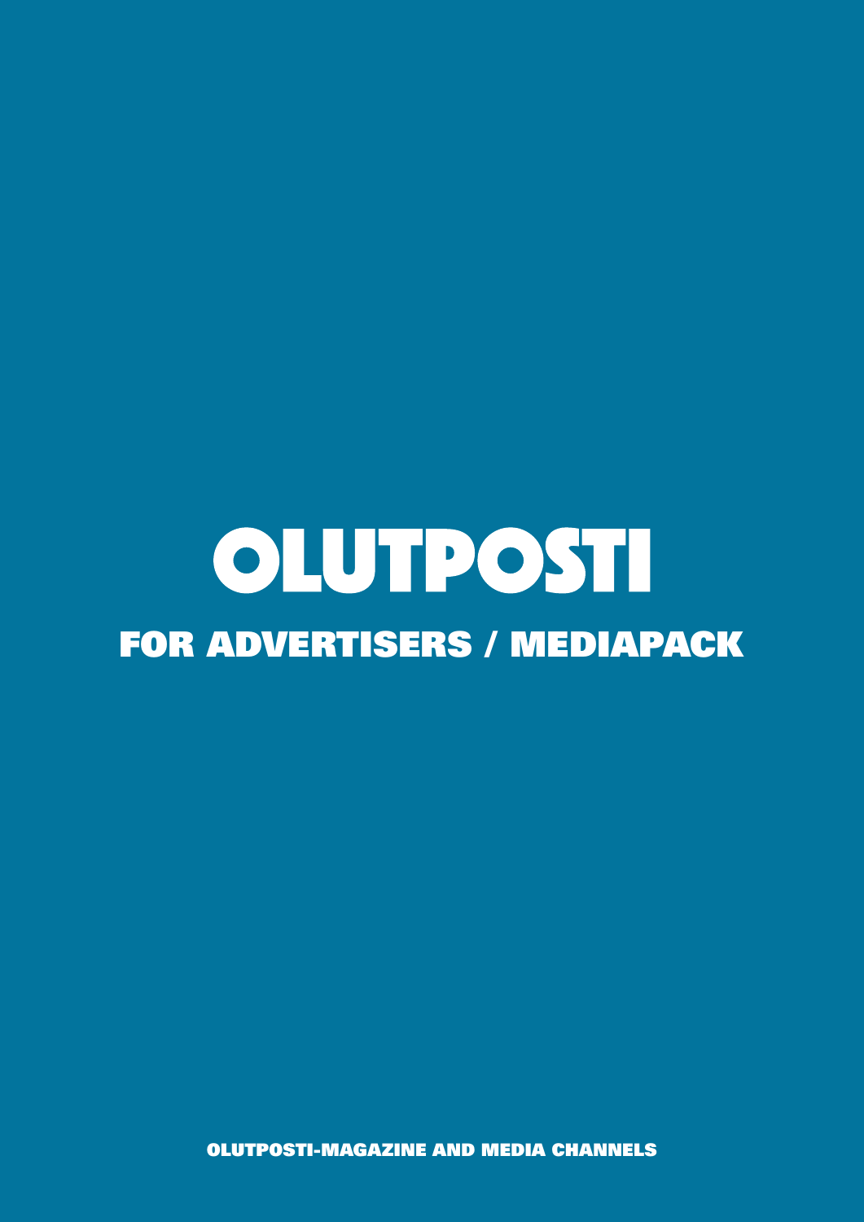# OLUTPOSTI

## FOR ADVERTISERS / MEDIAPACK

**OLUTPOSTI-MAGAZINE AND MEDIA CHANNELS**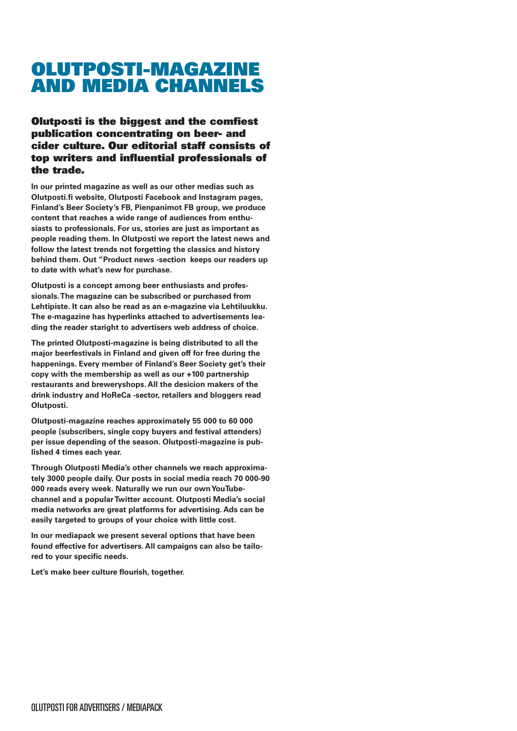# OLUTPOSTI-MAGAZINE AND MEDIA CHANNELS

## Olutposti is the biggest and the comfiest publication concentrating on beer- and cider culture. Our editorial staff consists of top writers and influential professionals of the trade.

**In our printed magazine as well as our other medias such as Olutposti.fi website, Olutposti Facebook and Instagram pages, Finland's Beer Society's FB, Pienpanimot FB group, we produce content that reaches a wide range of audiences from enthusiasts to professionals. For us, stories are just as important as people reading them. In Olutposti we report the latest news and follow the latest trends not forgetting the classics and history behind them. Out "Product news -section keeps our readers up to date with what's new for purchase.**

**Olutposti is a concept among beer enthusiasts and professionals. The magazine can be subscribed or purchased from Lehtipiste. It can also be read as an e-magazine via Lehtiluukku. The e-magazine has hyperlinks attached to advertisements leading the reader staright to advertisers web address of choice.**

**The printed Olutposti-magazine is being distributed to all the major beerfestivals in Finland and given off for free during the happenings. Every member of Finland's Beer Society get's their copy with the membership as well as our +100 partnership restaurants and breweryshops. All the desicion makers of the drink industry and HoReCa -sector, retailers and bloggers read Olutposti.**

**Olutposti-magazine reaches approximately 55 000 to 60 000 people (subscribers, single copy buyers and festival attenders) per issue depending of the season. Olutposti-magazine is published 4 times each year.**

**Through Olutposti Media's other channels we reach approximately 3000 people daily. Our posts in social media reach 70 000-90 000 reads every week. Naturally we run our own YouTube-channel and a popular Twitter account. Olutposti Media's social media networks are great platforms for advertising. Ads can be easily targeted to groups of your choice with little cost.**

**In our mediapack we present several options that have been found effective for advertisers. All campaigns can also be tailored to your specific needs.**

**Let's make beer culture flourish, together.**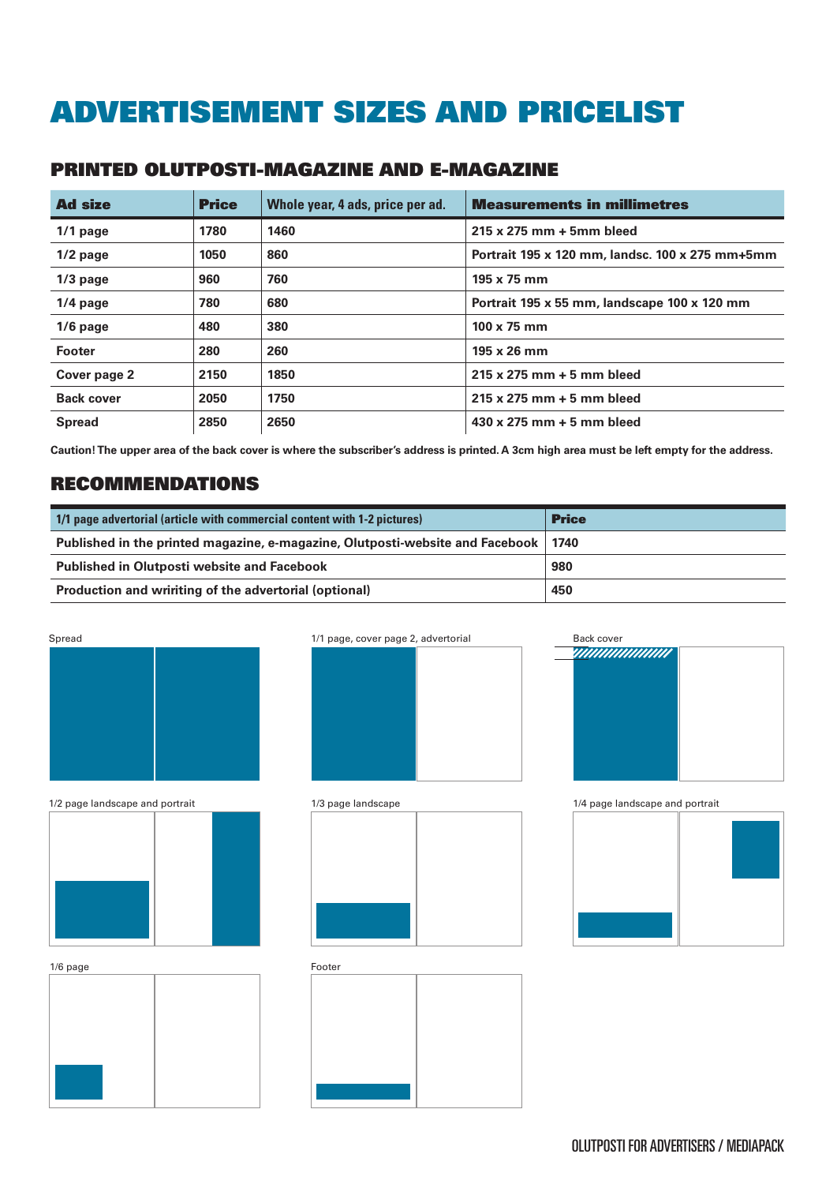# ADVERTISEMENT SIZES AND PRICELIST

## PRINTED OLUTPOSTI-MAGAZINE AND E-MAGAZINE

| Ad size | Price | Whole year, 4 ads, price per ad. | Measurements in millimetres |
|---|---|---|---|
| 1/1 page | 1780 | 1460 | 215 x 275 mm + 5mm bleed |
| 1/2 page | 1050 | 860 | Portrait 195 x 120 mm, landsc. 100 x 275 mm+5mm |
| 1/3 page | 960 | 760 | 195 x 75 mm |
| 1/4 page | 780 | 680 | Portrait 195 x 55 mm, landscape 100 x 120 mm |
| 1/6 page | 480 | 380 | 100 x 75 mm |
| Footer | 280 | 260 | 195 x 26 mm |
| Cover page 2 | 2150 | 1850 | 215 x 275 mm + 5 mm bleed |
| Back cover | 2050 | 1750 | 215 x 275 mm + 5 mm bleed |
| Spread | 2850 | 2650 | 430 x 275 mm + 5 mm bleed |

**Caution! The upper area of the back cover is where the subscriber's address is printed. A 3cm high area must be left empty for the address.**

## RECOMMENDATIONS

| 1/1 page advertorial (article with commercial content with 1-2 pictures) | Price |
|---|---|
| Published in the printed magazine, e-magazine, Olutposti-website and Facebook | 1740 |
| Published in Olutposti website and Facebook | 980 |
| Production and wririting of the advertorial (optional) | 450 |

Spread

1/1 page, cover page 2, advertorial

Back cover

1/2 page landscape and portrait

1/3 page landscape

1/4 page landscape and portrait

1/6 page

Footer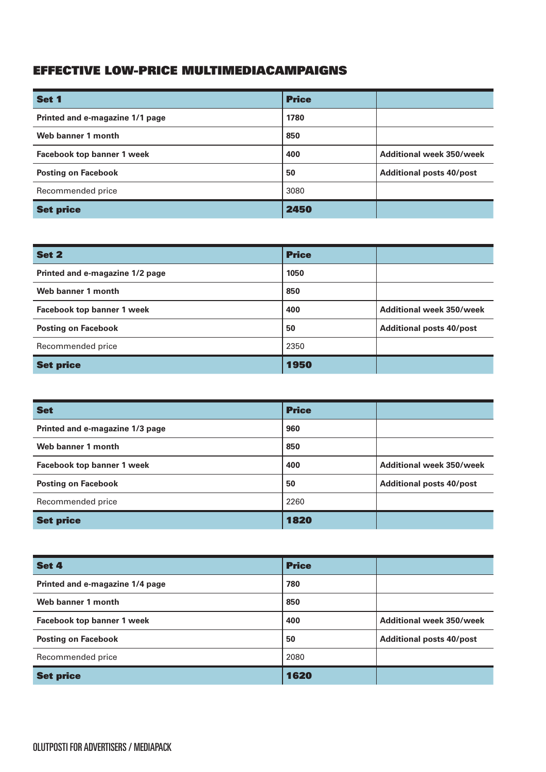## EFFECTIVE LOW-PRICE MULTIMEDIACAMPAIGNS

| Set 1 | Price | |
|---|---|---|
| Printed and e-magazine 1/1 page | 1780 | |
| Web banner 1 month | 850 | |
| Facebook top banner 1 week | 400 | Additional week 350/week |
| Posting on Facebook | 50 | Additional posts 40/post |
| Recommended price | 3080 | |
| **Set price** | **2450** | |

| Set 2 | Price | |
|---|---|---|
| Printed and e-magazine 1/2 page | 1050 | |
| Web banner 1 month | 850 | |
| Facebook top banner 1 week | 400 | Additional week 350/week |
| Posting on Facebook | 50 | Additional posts 40/post |
| Recommended price | 2350 | |
| **Set price** | **1950** | |

| Set | Price | |
|---|---|---|
| Printed and e-magazine 1/3 page | 960 | |
| Web banner 1 month | 850 | |
| Facebook top banner 1 week | 400 | Additional week 350/week |
| Posting on Facebook | 50 | Additional posts 40/post |
| Recommended price | 2260 | |
| **Set price** | **1820** | |

| Set 4 | Price | |
|---|---|---|
| Printed and e-magazine 1/4 page | 780 | |
| Web banner 1 month | 850 | |
| Facebook top banner 1 week | 400 | Additional week 350/week |
| Posting on Facebook | 50 | Additional posts 40/post |
| Recommended price | 2080 | |
| **Set price** | **1620** | |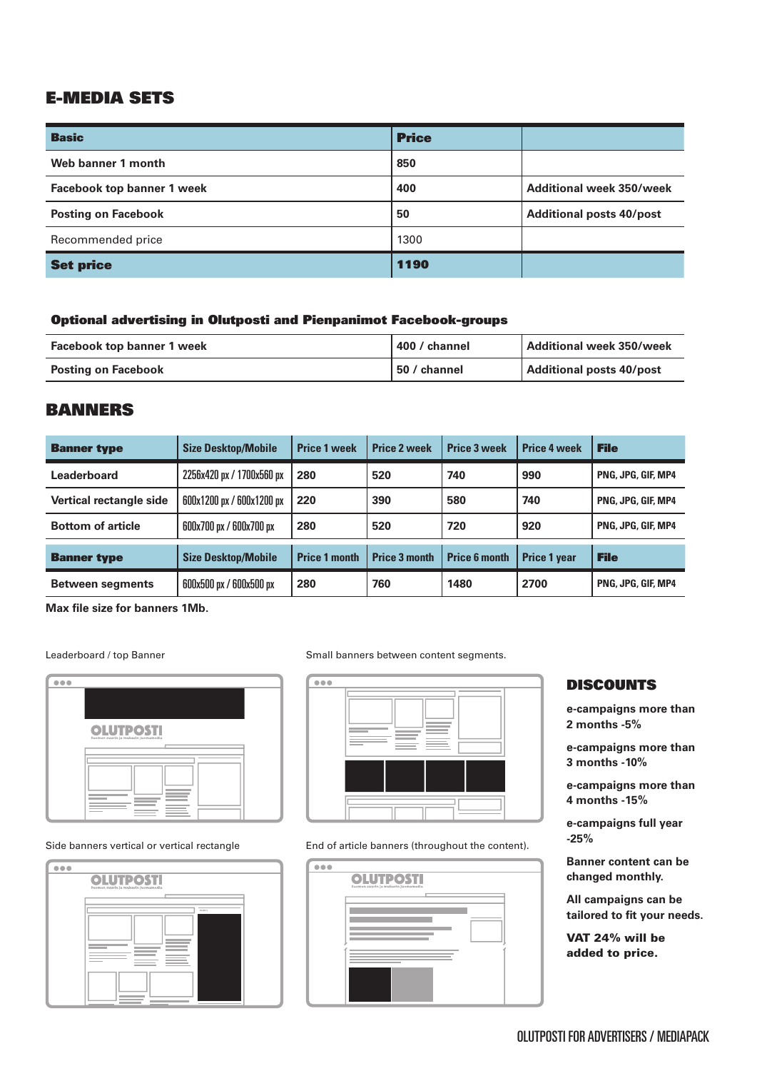## E-MEDIA SETS

| Basic | Price | |
|---|---|---|
| Web banner 1 month | 850 | |
| Facebook top banner 1 week | 400 | Additional week 350/week |
| Posting on Facebook | 50 | Additional posts 40/post |
| Recommended price | 1300 | |
| **Set price** | **1190** | |

### Optional advertising in Olutposti and Pienpanimot Facebook-groups

| | | |
|---|---|---|
| Facebook top banner 1 week | 400 / channel | Additional week 350/week |
| Posting on Facebook | 50 / channel | Additional posts 40/post |

## BANNERS

| Banner type | Size Desktop/Mobile | Price 1 week | Price 2 week | Price 3 week | Price 4 week | File |
|---|---|---|---|---|---|---|
| Leaderboard | 2256x420 px / 1700x560 px | 280 | 520 | 740 | 990 | PNG, JPG, GIF, MP4 |
| Vertical rectangle side | 600x1200 px / 600x1200 px | 220 | 390 | 580 | 740 | PNG, JPG, GIF, MP4 |
| Bottom of article | 600x700 px / 600x700 px | 280 | 520 | 720 | 920 | PNG, JPG, GIF, MP4 |
| **Banner type** | **Size Desktop/Mobile** | **Price 1 month** | **Price 3 month** | **Price 6 month** | **Price 1 year** | **File** |
| Between segments | 600x500 px / 600x500 px | 280 | 760 | 1480 | 2700 | PNG, JPG, GIF, MP4 |

**Max file size for banners 1Mb.**

Leaderboard / top Banner

Small banners between content segments.

Side banners vertical or vertical rectangle

End of article banners (throughout the content).

## DISCOUNTS

e-campaigns more than 2 months -5%

e-campaigns more than 3 months -10%

e-campaigns more than 4 months -15%

e-campaigns full year -25%

Banner content can be changed monthly.

All campaigns can be tailored to fit your needs.

**VAT 24% will be added to price.**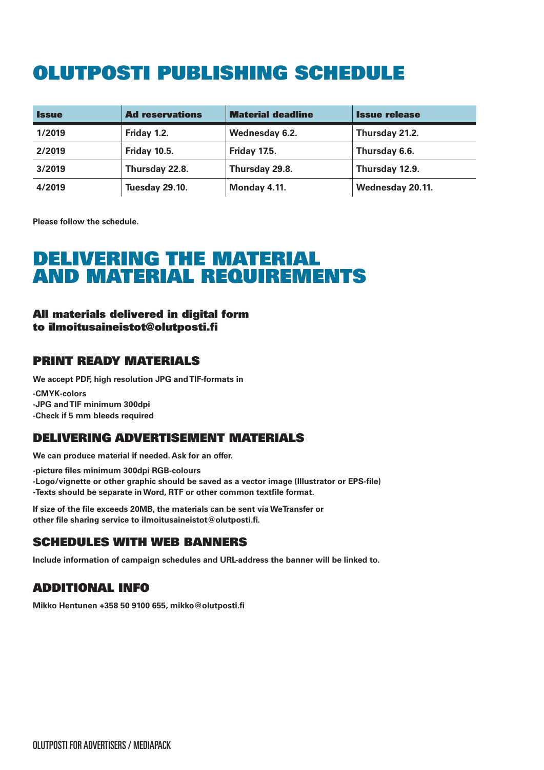# OLUTPOSTI PUBLISHING SCHEDULE

| Issue | Ad reservations | Material deadline | Issue release |
|---|---|---|---|
| 1/2019 | Friday 1.2. | Wednesday 6.2. | Thursday 21.2. |
| 2/2019 | Friday 10.5. | Friday 17.5. | Thursday 6.6. |
| 3/2019 | Thursday 22.8. | Thursday 29.8. | Thursday 12.9. |
| 4/2019 | Tuesday 29.10. | Monday 4.11. | Wednesday 20.11. |

**Please follow the schedule.**

# DELIVERING THE MATERIAL AND MATERIAL REQUIREMENTS

### All materials delivered in digital form to ilmoitusaineistot@olutposti.fi

## PRINT READY MATERIALS

**We accept PDF, high resolution JPG and TIF-formats in**

**-CMYK-colors**
**-JPG and TIF minimum 300dpi**
**-Check if 5 mm bleeds required**

## DELIVERING ADVERTISEMENT MATERIALS

**We can produce material if needed. Ask for an offer.**

**-picture files minimum 300dpi RGB-colours**
**-Logo/vignette or other graphic should be saved as a vector image (Illustrator or EPS-file)**
**-Texts should be separate in Word, RTF or other common textfile format.**

**If size of the file exceeds 20MB, the materials can be sent via WeTransfer or other file sharing service to ilmoitusaineistot@olutposti.fi.**

## SCHEDULES WITH WEB BANNERS

**Include information of campaign schedules and URL-address the banner will be linked to.**

## ADDITIONAL INFO

**Mikko Hentunen +358 50 9100 655, mikko@olutposti.fi**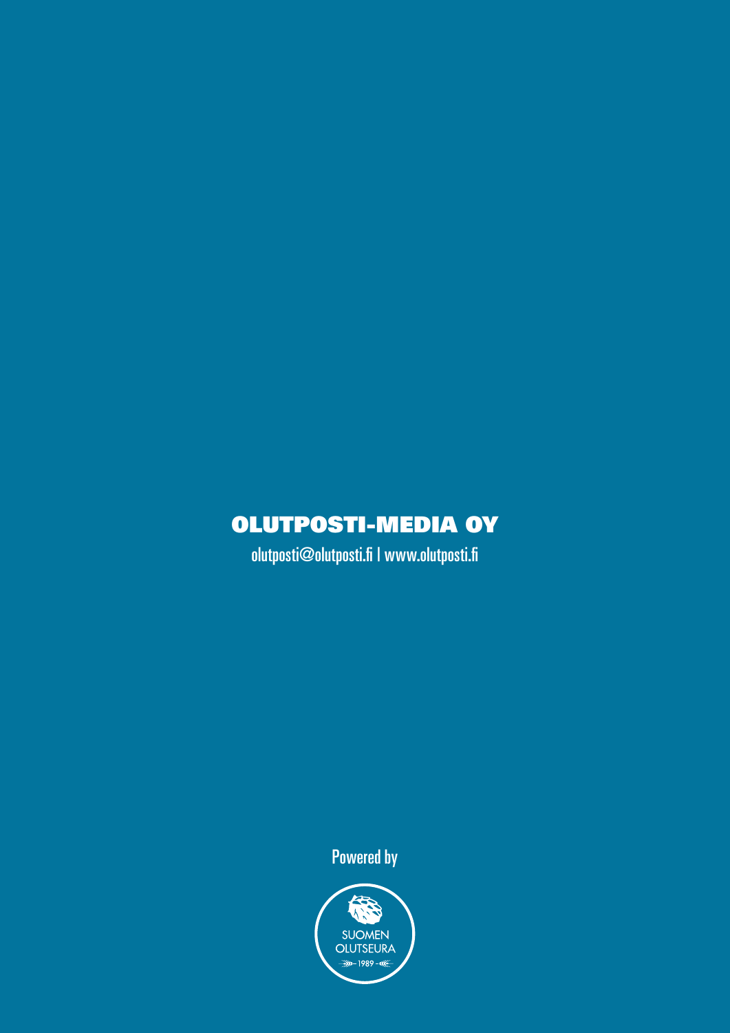# OLUTPOSTI-MEDIA OY

olutposti@olutposti.fi | www.olutposti.fi

Powered by

SUOMEN OLUTSEURA

1989